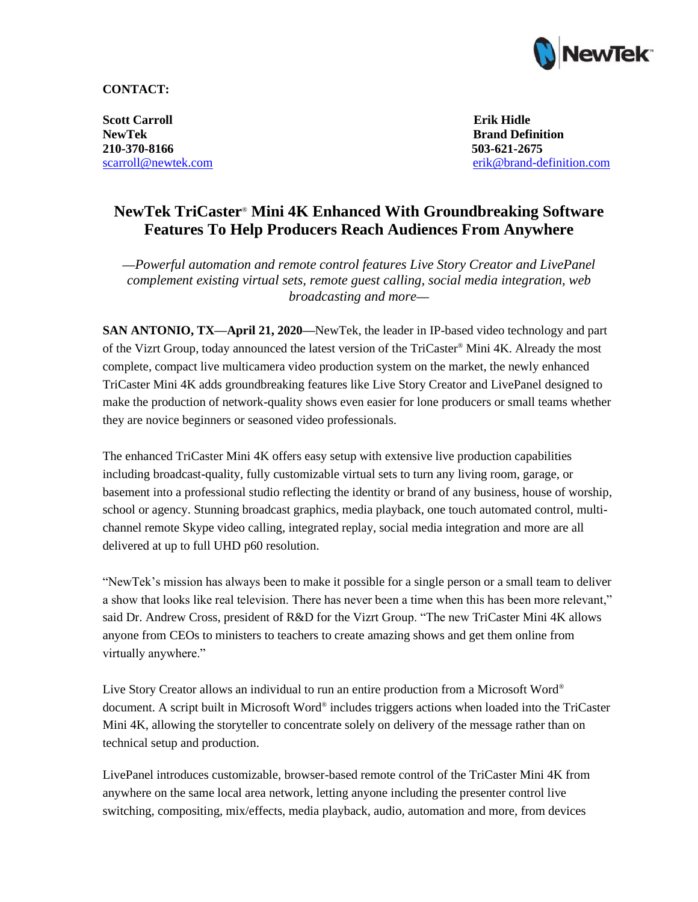**CONTACT:**

**Scott Carroll**
**NewTek**
**210-370-8166**
scarroll@newtek.com

**Erik Hidle**
**Brand Definition**
**503-621-2675**
erik@brand-definition.com

# NewTek TriCaster® Mini 4K Enhanced With Groundbreaking Software Features To Help Producers Reach Audiences From Anywhere

*—Powerful automation and remote control features Live Story Creator and LivePanel complement existing virtual sets, remote guest calling, social media integration, web broadcasting and more—*

**SAN ANTONIO, TX—April 21, 2020—**NewTek, the leader in IP-based video technology and part of the Vizrt Group, today announced the latest version of the TriCaster® Mini 4K. Already the most complete, compact live multicamera video production system on the market, the newly enhanced TriCaster Mini 4K adds groundbreaking features like Live Story Creator and LivePanel designed to make the production of network-quality shows even easier for lone producers or small teams whether they are novice beginners or seasoned video professionals.

The enhanced TriCaster Mini 4K offers easy setup with extensive live production capabilities including broadcast-quality, fully customizable virtual sets to turn any living room, garage, or basement into a professional studio reflecting the identity or brand of any business, house of worship, school or agency. Stunning broadcast graphics, media playback, one touch automated control, multi-channel remote Skype video calling, integrated replay, social media integration and more are all delivered at up to full UHD p60 resolution.

"NewTek's mission has always been to make it possible for a single person or a small team to deliver a show that looks like real television. There has never been a time when this has been more relevant," said Dr. Andrew Cross, president of R&D for the Vizrt Group. "The new TriCaster Mini 4K allows anyone from CEOs to ministers to teachers to create amazing shows and get them online from virtually anywhere."

Live Story Creator allows an individual to run an entire production from a Microsoft Word® document. A script built in Microsoft Word® includes triggers actions when loaded into the TriCaster Mini 4K, allowing the storyteller to concentrate solely on delivery of the message rather than on technical setup and production.

LivePanel introduces customizable, browser-based remote control of the TriCaster Mini 4K from anywhere on the same local area network, letting anyone including the presenter control live switching, compositing, mix/effects, media playback, audio, automation and more, from devices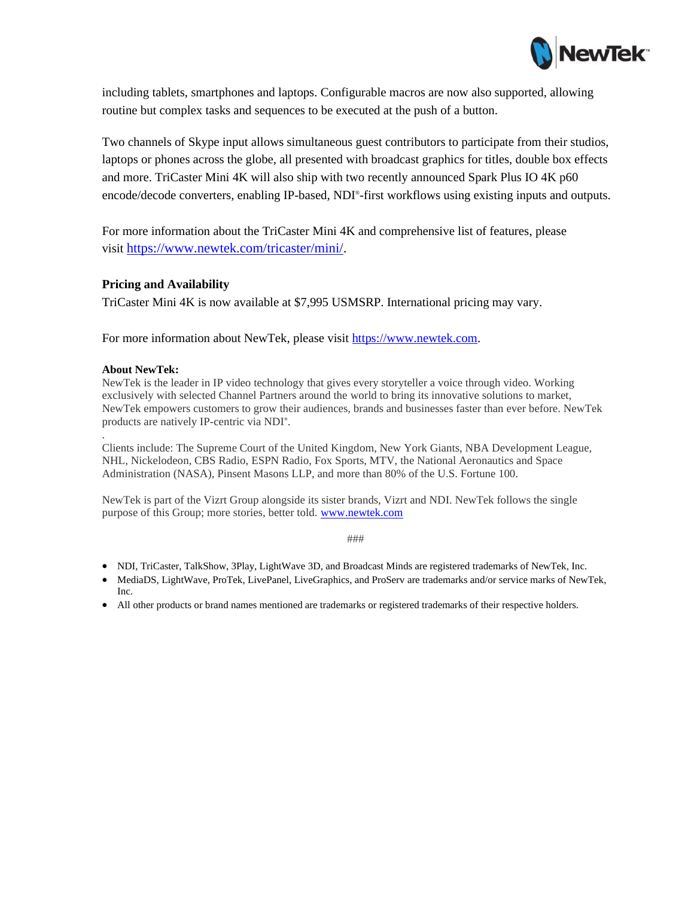including tablets, smartphones and laptops. Configurable macros are now also supported, allowing routine but complex tasks and sequences to be executed at the push of a button.

Two channels of Skype input allows simultaneous guest contributors to participate from their studios, laptops or phones across the globe, all presented with broadcast graphics for titles, double box effects and more. TriCaster Mini 4K will also ship with two recently announced Spark Plus IO 4K p60 encode/decode converters, enabling IP-based, NDI®-first workflows using existing inputs and outputs.

For more information about the TriCaster Mini 4K and comprehensive list of features, please visit https://www.newtek.com/tricaster/mini/.

**Pricing and Availability**

TriCaster Mini 4K is now available at $7,995 USMSRP. International pricing may vary.

For more information about NewTek, please visit https://www.newtek.com.

**About NewTek:**

NewTek is the leader in IP video technology that gives every storyteller a voice through video. Working exclusively with selected Channel Partners around the world to bring its innovative solutions to market, NewTek empowers customers to grow their audiences, brands and businesses faster than ever before. NewTek products are natively IP-centric via NDI®.

.

Clients include: The Supreme Court of the United Kingdom, New York Giants, NBA Development League, NHL, Nickelodeon, CBS Radio, ESPN Radio, Fox Sports, MTV, the National Aeronautics and Space Administration (NASA), Pinsent Masons LLP, and more than 80% of the U.S. Fortune 100.

NewTek is part of the Vizrt Group alongside its sister brands, Vizrt and NDI. NewTek follows the single purpose of this Group; more stories, better told. www.newtek.com

###

- NDI, TriCaster, TalkShow, 3Play, LightWave 3D, and Broadcast Minds are registered trademarks of NewTek, Inc.
- MediaDS, LightWave, ProTek, LivePanel, LiveGraphics, and ProServ are trademarks and/or service marks of NewTek, Inc.
- All other products or brand names mentioned are trademarks or registered trademarks of their respective holders.